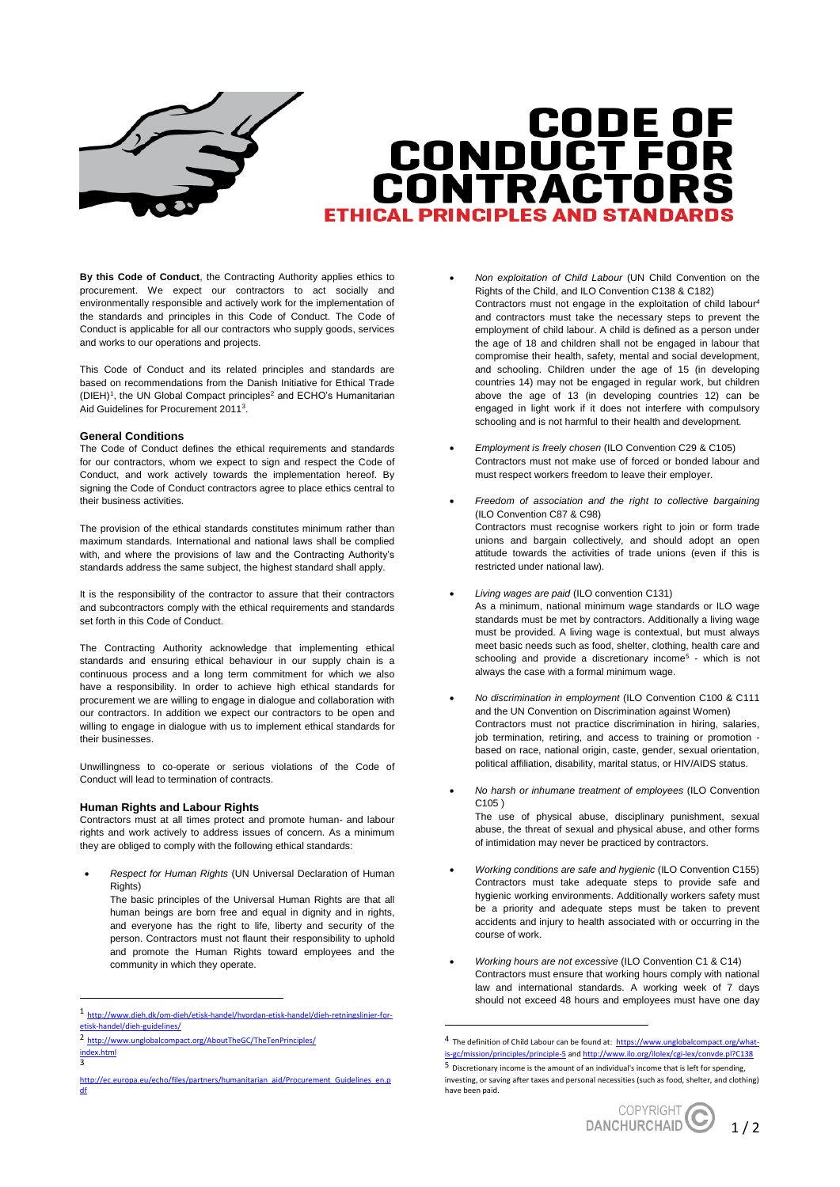# CODE OF CONDUCT FOR CONTRACTORS

## ETHICAL PRINCIPLES AND STANDARDS

**By this Code of Conduct**, the Contracting Authority applies ethics to procurement. We expect our contractors to act socially and environmentally responsible and actively work for the implementation of the standards and principles in this Code of Conduct. The Code of Conduct is applicable for all our contractors who supply goods, services and works to our operations and projects.

This Code of Conduct and its related principles and standards are based on recommendations from the Danish Initiative for Ethical Trade (DIEH)[1], the UN Global Compact principles[2] and ECHO's Humanitarian Aid Guidelines for Procurement 2011[3].

### General Conditions

The Code of Conduct defines the ethical requirements and standards for our contractors, whom we expect to sign and respect the Code of Conduct, and work actively towards the implementation hereof. By signing the Code of Conduct contractors agree to place ethics central to their business activities.

The provision of the ethical standards constitutes minimum rather than maximum standards. International and national laws shall be complied with, and where the provisions of law and the Contracting Authority's standards address the same subject, the highest standard shall apply.

It is the responsibility of the contractor to assure that their contractors and subcontractors comply with the ethical requirements and standards set forth in this Code of Conduct.

The Contracting Authority acknowledge that implementing ethical standards and ensuring ethical behaviour in our supply chain is a continuous process and a long term commitment for which we also have a responsibility. In order to achieve high ethical standards for procurement we are willing to engage in dialogue and collaboration with our contractors. In addition we expect our contractors to be open and willing to engage in dialogue with us to implement ethical standards for their businesses.

Unwillingness to co-operate or serious violations of the Code of Conduct will lead to termination of contracts.

### Human Rights and Labour Rights

Contractors must at all times protect and promote human- and labour rights and work actively to address issues of concern. As a minimum they are obliged to comply with the following ethical standards:

- *Respect for Human Rights* (UN Universal Declaration of Human Rights)
  The basic principles of the Universal Human Rights are that all human beings are born free and equal in dignity and in rights, and everyone has the right to life, liberty and security of the person. Contractors must not flaunt their responsibility to uphold and promote the Human Rights toward employees and the community in which they operate.

- *Non exploitation of Child Labour* (UN Child Convention on the Rights of the Child, and ILO Convention C138 & C182)
  Contractors must not engage in the exploitation of child labour[4] and contractors must take the necessary steps to prevent the employment of child labour. A child is defined as a person under the age of 18 and children shall not be engaged in labour that compromise their health, safety, mental and social development, and schooling. Children under the age of 15 (in developing countries 14) may not be engaged in regular work, but children above the age of 13 (in developing countries 12) can be engaged in light work if it does not interfere with compulsory schooling and is not harmful to their health and development.

- *Employment is freely chosen* (ILO Convention C29 & C105)
  Contractors must not make use of forced or bonded labour and must respect workers freedom to leave their employer.

- *Freedom of association and the right to collective bargaining* (ILO Convention C87 & C98)
  Contractors must recognise workers right to join or form trade unions and bargain collectively, and should adopt an open attitude towards the activities of trade unions (even if this is restricted under national law).

- *Living wages are paid* (ILO convention C131)
  As a minimum, national minimum wage standards or ILO wage standards must be met by contractors. Additionally a living wage must be provided. A living wage is contextual, but must always meet basic needs such as food, shelter, clothing, health care and schooling and provide a discretionary income[5] - which is not always the case with a formal minimum wage.

- *No discrimination in employment* (ILO Convention C100 & C111 and the UN Convention on Discrimination against Women)
  Contractors must not practice discrimination in hiring, salaries, job termination, retiring, and access to training or promotion - based on race, national origin, caste, gender, sexual orientation, political affiliation, disability, marital status, or HIV/AIDS status.

- *No harsh or inhumane treatment of employees* (ILO Convention C105 )
  The use of physical abuse, disciplinary punishment, sexual abuse, the threat of sexual and physical abuse, and other forms of intimidation may never be practiced by contractors.

- *Working conditions are safe and hygienic* (ILO Convention C155)
  Contractors must take adequate steps to provide safe and hygienic working environments. Additionally all workers safety must be a priority and adequate steps must be taken to prevent accidents and injury to health associated with or occurring in the course of work.

- *Working hours are not excessive* (ILO Convention C1 & C14)
  Contractors must ensure that working hours comply with national law and international standards. A working week of 7 days should not exceed 48 hours and employees must have one day

---

[1] http://www.dieh.dk/om-dieh/etisk-handel/hvordan-etisk-handel/dieh-retningslinjer-for-etisk-handel/dieh-guidelines/

[2] http://www.unglobalcompact.org/AboutTheGC/TheTenPrinciples/index.html

[3] http://ec.europa.eu/echo/files/partners/humanitarian_aid/Procurement_Guidelines_en.pdf

[4] The definition of Child Labour can be found at: https://www.unglobalcompact.org/what-is-gc/mission/principles/principle-5 and http://www.ilo.org/ilolex/cgi-lex/convde.pl?C138

[5] Discretionary income is the amount of an individual's income that is left for spending, investing, or saving after taxes and personal necessities (such as food, shelter, and clothing) have been paid.

COPYRIGHT DANCHURCHAID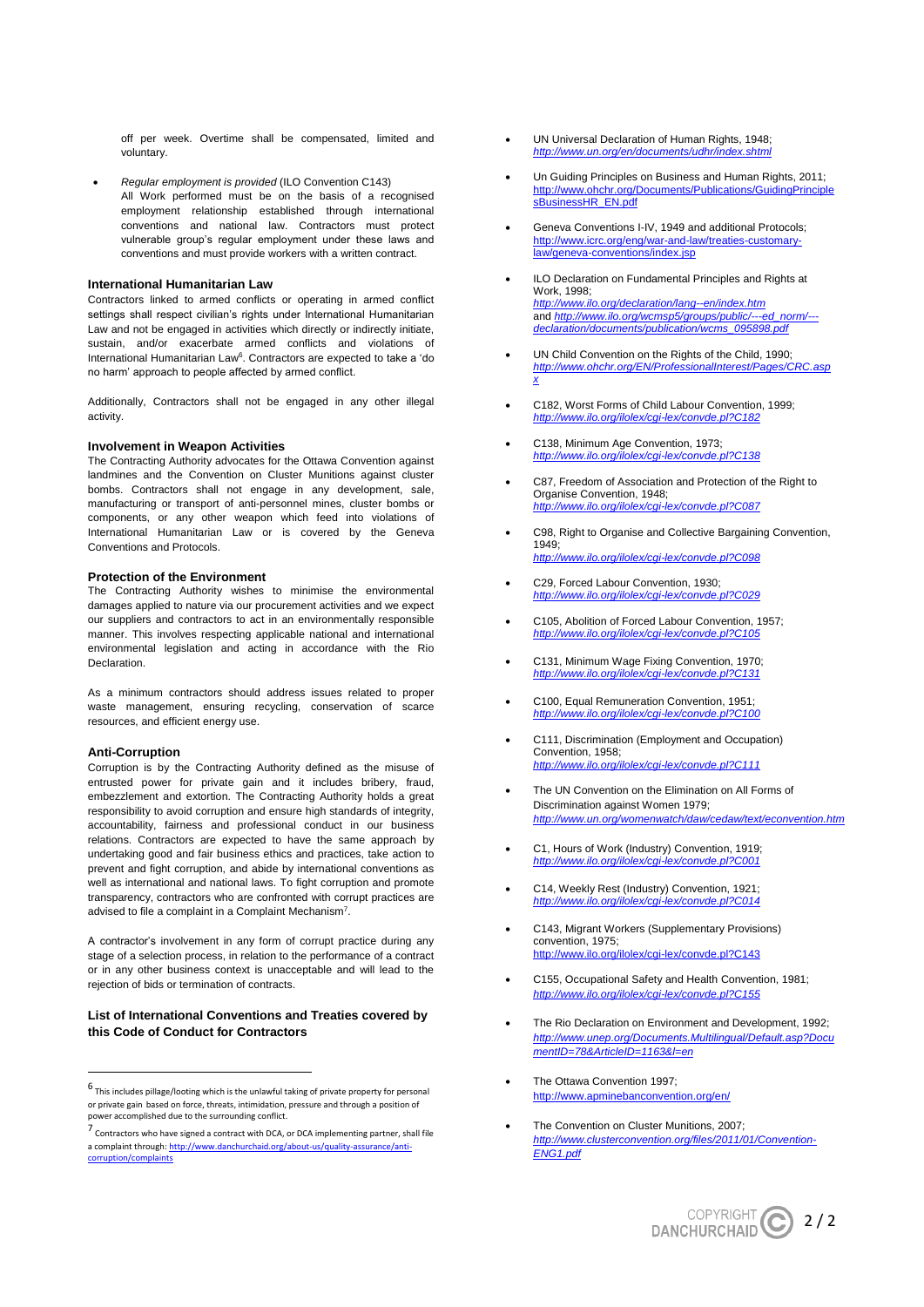off per week. Overtime shall be compensated, limited and voluntary.

- *Regular employment is provided* (ILO Convention C143)
  All Work performed must be on the basis of a recognised employment relationship established through international conventions and national law. Contractors must protect vulnerable group's regular employment under these laws and conventions and must provide workers with a written contract.

### International Humanitarian Law

Contractors linked to armed conflicts or operating in armed conflict settings shall respect civilian's rights under International Humanitarian Law and not be engaged in activities which directly or indirectly initiate, sustain, and/or exacerbate armed conflicts and violations of International Humanitarian Law[6]. Contractors are expected to take a 'do no harm' approach to people affected by armed conflict.

Additionally, Contractors shall not be engaged in any other illegal activity.

### Involvement in Weapon Activities

The Contracting Authority advocates for the Ottawa Convention against landmines and the Convention on Cluster Munitions against cluster bombs. Contractors shall not engage in any development, sale, manufacturing or transport of anti-personnel mines, cluster bombs or components, or any other weapon which feed into violations of International Humanitarian Law or is covered by the Geneva Conventions and Protocols.

### Protection of the Environment

The Contracting Authority wishes to minimise the environmental damages applied to nature via our procurement activities and we expect our suppliers and contractors to act in an environmentally responsible manner. This involves respecting applicable national and international environmental legislation and acting in accordance with the Rio Declaration.

As a minimum contractors should address issues related to proper waste management, ensuring recycling, conservation of scarce resources, and efficient energy use.

### Anti-Corruption

Corruption is by the Contracting Authority defined as the misuse of entrusted power for private gain and it includes bribery, fraud, embezzlement and extortion. The Contracting Authority holds a great responsibility to avoid corruption and ensure high standards of integrity, accountability, fairness and professional conduct in our business relations. Contractors are expected to have the same approach by undertaking good and fair business ethics and practices, take action to prevent and fight corruption, and abide by international conventions as well as international and national laws. To fight corruption and promote transparency, contractors who are confronted with corrupt practices are advised to file a complaint in a Complaint Mechanism[7].

A contractor's involvement in any form of corrupt practice during any stage of a selection process, in relation to the performance of a contract or in any other business context is unacceptable and will lead to the rejection of bids or termination of contracts.

### List of International Conventions and Treaties covered by this Code of Conduct for Contractors

- UN Universal Declaration of Human Rights, 1948; *http://www.un.org/en/documents/udhr/index.shtml*
- Un Guiding Principles on Business and Human Rights, 2011; http://www.ohchr.org/Documents/Publications/GuidingPrinciplesBusinessHR_EN.pdf
- Geneva Conventions I-IV, 1949 and additional Protocols; http://www.icrc.org/eng/war-and-law/treaties-customary-law/geneva-conventions/index.jsp
- ILO Declaration on Fundamental Principles and Rights at Work, 1998; *http://www.ilo.org/declaration/lang--en/index.htm* and *http://www.ilo.org/wcmsp5/groups/public/---ed_norm/---declaration/documents/publication/wcms_095898.pdf*
- UN Child Convention on the Rights of the Child, 1990; *http://www.ohchr.org/EN/ProfessionalInterest/Pages/CRC.aspx*
- C182, Worst Forms of Child Labour Convention, 1999; *http://www.ilo.org/ilolex/cgi-lex/convde.pl?C182*
- C138, Minimum Age Convention, 1973; *http://www.ilo.org/ilolex/cgi-lex/convde.pl?C138*
- C87, Freedom of Association and Protection of the Right to Organise Convention, 1948; *http://www.ilo.org/ilolex/cgi-lex/convde.pl?C087*
- C98, Right to Organise and Collective Bargaining Convention, 1949; *http://www.ilo.org/ilolex/cgi-lex/convde.pl?C098*
- C29, Forced Labour Convention, 1930; *http://www.ilo.org/ilolex/cgi-lex/convde.pl?C029*
- C105, Abolition of Forced Labour Convention, 1957; *http://www.ilo.org/ilolex/cgi-lex/convde.pl?C105*
- C131, Minimum Wage Fixing Convention, 1970; *http://www.ilo.org/ilolex/cgi-lex/convde.pl?C131*
- C100, Equal Remuneration Convention, 1951; *http://www.ilo.org/ilolex/cgi-lex/convde.pl?C100*
- C111, Discrimination (Employment and Occupation) Convention, 1958; *http://www.ilo.org/ilolex/cgi-lex/convde.pl?C111*
- The UN Convention on the Elimination on All Forms of Discrimination against Women 1979; *http://www.un.org/womenwatch/daw/cedaw/text/econvention.htm*
- C1, Hours of Work (Industry) Convention, 1919; *http://www.ilo.org/ilolex/cgi-lex/convde.pl?C001*
- C14, Weekly Rest (Industry) Convention, 1921; *http://www.ilo.org/ilolex/cgi-lex/convde.pl?C014*
- C143, Migrant Workers (Supplementary Provisions) convention, 1975; http://www.ilo.org/ilolex/cgi-lex/convde.pl?C143
- C155, Occupational Safety and Health Convention, 1981; *http://www.ilo.org/ilolex/cgi-lex/convde.pl?C155*
- The Rio Declaration on Environment and Development, 1992; *http://www.unep.org/Documents.Multilingual/Default.asp?DocumentID=78&ArticleID=1163&l=en*
- The Ottawa Convention 1997; http://www.apminebanconvention.org/en/
- The Convention on Cluster Munitions, 2007; *http://www.clusterconvention.org/files/2011/01/Convention-ENG1.pdf*

---

[6] This includes pillage/looting which is the unlawful taking of private property for personal or private gain based on force, threats, intimidation, pressure and through a position of power accomplished due to the surrounding conflict.

[7] Contractors who have signed a contract with DCA, or DCA implementing partner, shall file a complaint through: http://www.danchurchaid.org/about-us/quality-assurance/anti-corruption/complaints